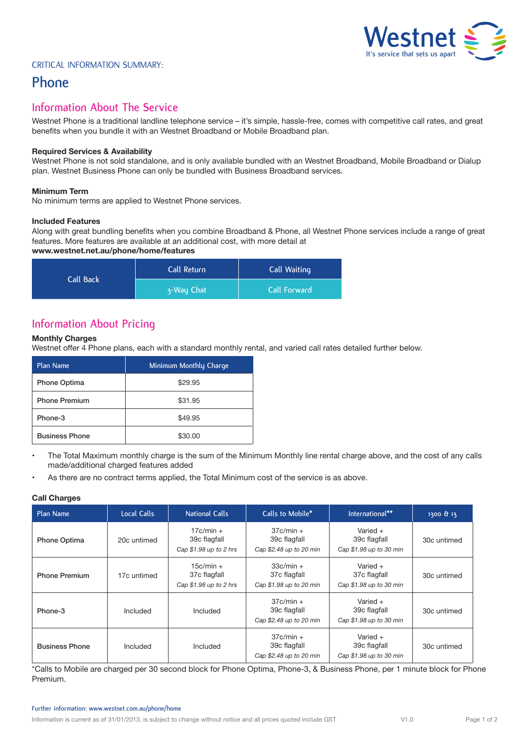Westnet
It's service that sets us apart

CRITICAL INFORMATION SUMMARY:

# Phone

## Information About The Service

Westnet Phone is a traditional landline telephone service – it's simple, hassle-free, comes with competitive call rates, and great benefits when you bundle it with an Westnet Broadband or Mobile Broadband plan.

**Required Services & Availability**
Westnet Phone is not sold standalone, and is only available bundled with an Westnet Broadband, Mobile Broadband or Dialup plan. Westnet Business Phone can only be bundled with Business Broadband services.

**Minimum Term**
No minimum terms are applied to Westnet Phone services.

**Included Features**
Along with great bundling benefits when you combine Broadband & Phone, all Westnet Phone services include a range of great features. More features are available at an additional cost, with more detail at
**www.westnet.net.au/phone/home/features**

| Call Back | Call Return | Call Waiting |
|---|---|---|
| | 3-Way Chat | Call Forward |

## Information About Pricing

**Monthly Charges**
Westnet offer 4 Phone plans, each with a standard monthly rental, and varied call rates detailed further below.

| Plan Name | Minimum Monthly Charge |
|---|---|
| Phone Optima | $29.95 |
| Phone Premium | $31.95 |
| Phone-3 | $49.95 |
| Business Phone | $30.00 |

- The Total Maximum monthly charge is the sum of the Minimum Monthly line rental charge above, and the cost of any calls made/additional charged features added
- As there are no contract terms applied, the Total Minimum cost of the service is as above.

**Call Charges**

| Plan Name | Local Calls | National Calls | Calls to Mobile* | International** | 1300 & 13 |
|---|---|---|---|---|---|
| Phone Optima | 20c untimed | 17c/min + 39c flagfall *Cap $1.98 up to 2 hrs* | 37c/min + 39c flagfall *Cap $2.48 up to 20 min* | Varied + 39c flagfall *Cap $1.98 up to 30 min* | 30c untimed |
| Phone Premium | 17c untimed | 15c/min + 37c flagfall *Cap $1.98 up to 2 hrs* | 33c/min + 37c flagfall *Cap $1.98 up to 20 min* | Varied + 37c flagfall *Cap $1.98 up to 30 min* | 30c untimed |
| Phone-3 | Included | Included | 37c/min + 39c flagfall *Cap $2.48 up to 20 min* | Varied + 39c flagfall *Cap $1.98 up to 30 min* | 30c untimed |
| Business Phone | Included | Included | 37c/min + 39c flagfall *Cap $2.48 up to 20 min* | Varied + 39c flagfall *Cap $1.98 up to 30 min* | 30c untimed |

*Calls to Mobile are charged per 30 second block for Phone Optima, Phone-3, & Business Phone, per 1 minute block for Phone Premium.

Further information: www.westnet.com.au/phone/home

Information is current as of 31/01/2013, is subject to change without notice and all prices quoted include GST V1.0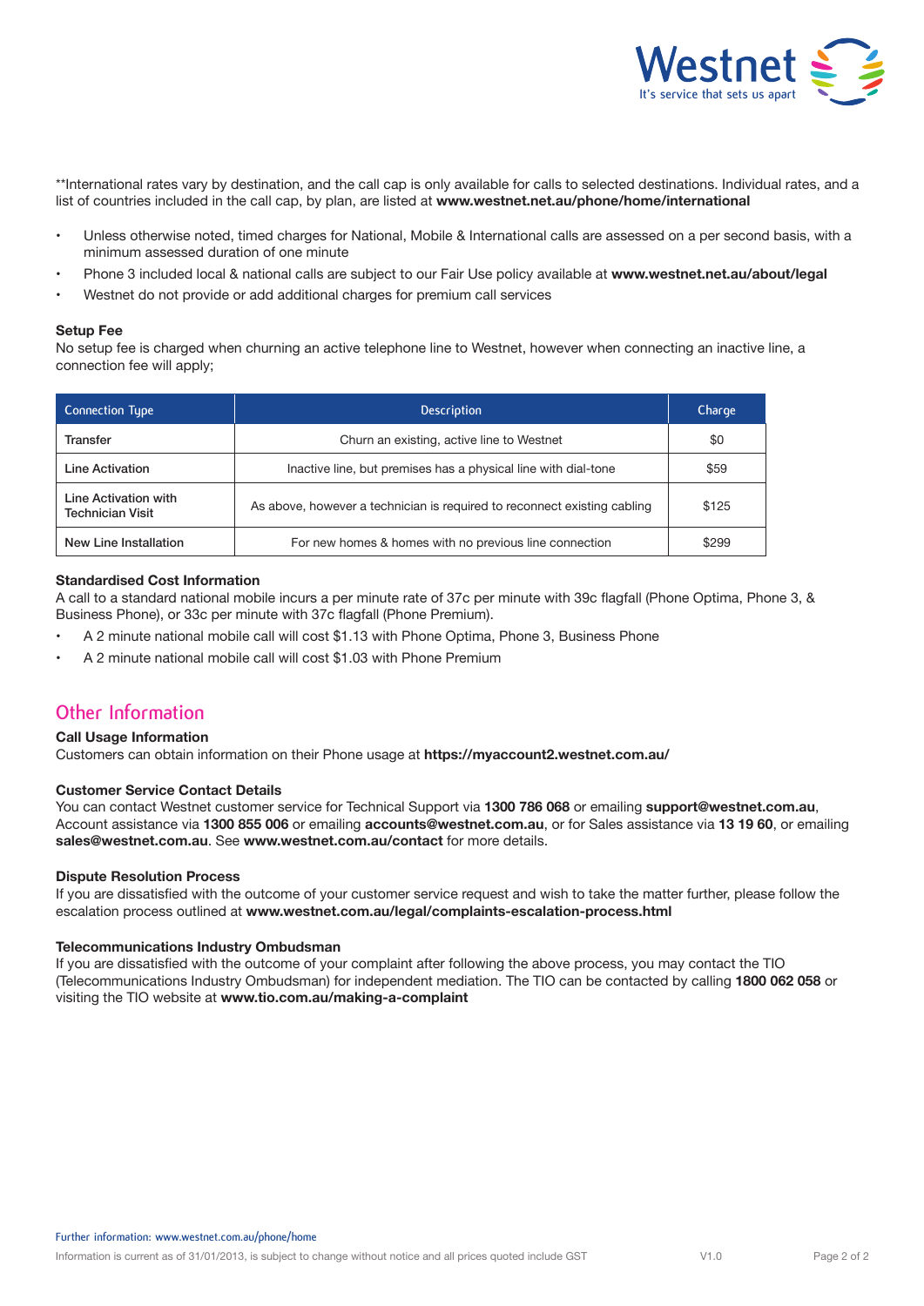**International rates vary by destination, and the call cap is only available for calls to selected destinations. Individual rates, and a list of countries included in the call cap, by plan, are listed at **www.westnet.net.au/phone/home/international**

- Unless otherwise noted, timed charges for National, Mobile & International calls are assessed on a per second basis, with a minimum assessed duration of one minute
- Phone 3 included local & national calls are subject to our Fair Use policy available at **www.westnet.net.au/about/legal**
- Westnet do not provide or add additional charges for premium call services

**Setup Fee**

No setup fee is charged when churning an active telephone line to Westnet, however when connecting an inactive line, a connection fee will apply;

| Connection Type | Description | Charge |
|---|---|---|
| Transfer | Churn an existing, active line to Westnet | $0 |
| Line Activation | Inactive line, but premises has a physical line with dial-tone | $59 |
| Line Activation with Technician Visit | As above, however a technician is required to reconnect existing cabling | $125 |
| New Line Installation | For new homes & homes with no previous line connection | $299 |

**Standardised Cost Information**

A call to a standard national mobile incurs a per minute rate of 37c per minute with 39c flagfall (Phone Optima, Phone 3, & Business Phone), or 33c per minute with 37c flagfall (Phone Premium).

- A 2 minute national mobile call will cost $1.13 with Phone Optima, Phone 3, Business Phone
- A 2 minute national mobile call will cost $1.03 with Phone Premium

## Other Information

**Call Usage Information**

Customers can obtain information on their Phone usage at **https://myaccount2.westnet.com.au/**

**Customer Service Contact Details**

You can contact Westnet customer service for Technical Support via **1300 786 068** or emailing **support@westnet.com.au**, Account assistance via **1300 855 006** or emailing **accounts@westnet.com.au**, or for Sales assistance via **13 19 60**, or emailing **sales@westnet.com.au**. See **www.westnet.com.au/contact** for more details.

**Dispute Resolution Process**

If you are dissatisfied with the outcome of your customer service request and wish to take the matter further, please follow the escalation process outlined at **www.westnet.com.au/legal/complaints-escalation-process.html**

**Telecommunications Industry Ombudsman**

If you are dissatisfied with the outcome of your complaint after following the above process, you may contact the TIO (Telecommunications Industry Ombudsman) for independent mediation. The TIO can be contacted by calling **1800 062 058** or visiting the TIO website at **www.tio.com.au/making-a-complaint**

Further information: www.westnet.com.au/phone/home

Information is current as of 31/01/2013, is subject to change without notice and all prices quoted include GST V1.0